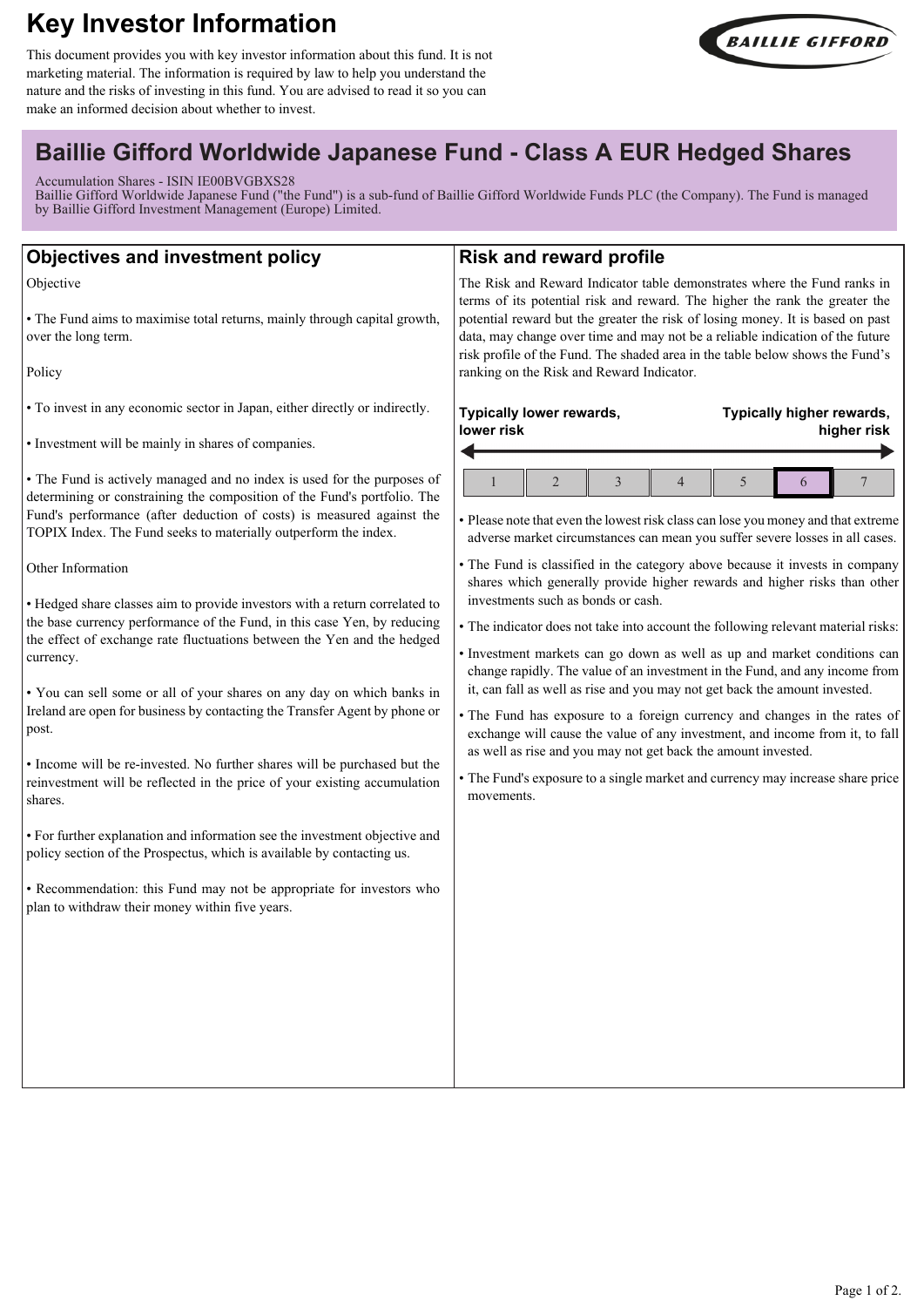# Key Investor Information

This document provides you with key investor information about this fund. It is not marketing material. The information is required by law to help you understand the nature and the risks of investing in this fund. You are advised to read it so you can make an informed decision about whether to invest.

## Baillie Gifford Worldwide Japanese Fund - Class A EUR Hedged Shares

Accumulation Shares - ISIN IE00BVGBXS28
Baillie Gifford Worldwide Japanese Fund ("the Fund") is a sub-fund of Baillie Gifford Worldwide Funds PLC (the Company). The Fund is managed by Baillie Gifford Investment Management (Europe) Limited.

### Objectives and investment policy

Objective

- The Fund aims to maximise total returns, mainly through capital growth, over the long term.

Policy

- To invest in any economic sector in Japan, either directly or indirectly.
- Investment will be mainly in shares of companies.
- The Fund is actively managed and no index is used for the purposes of determining or constraining the composition of the Fund's portfolio. The Fund's performance (after deduction of costs) is measured against the TOPIX Index. The Fund seeks to materially outperform the index.

Other Information

- Hedged share classes aim to provide investors with a return correlated to the base currency performance of the Fund, in this case Yen, by reducing the effect of exchange rate fluctuations between the Yen and the hedged currency.
- You can sell some or all of your shares on any day on which banks in Ireland are open for business by contacting the Transfer Agent by phone or post.
- Income will be re-invested. No further shares will be purchased but the reinvestment will be reflected in the price of your existing accumulation shares.
- For further explanation and information see the investment objective and policy section of the Prospectus, which is available by contacting us.
- Recommendation: this Fund may not be appropriate for investors who plan to withdraw their money within five years.

### Risk and reward profile

The Risk and Reward Indicator table demonstrates where the Fund ranks in terms of its potential risk and reward. The higher the rank the greater the potential reward but the greater the risk of losing money. It is based on past data, may change over time and may not be a reliable indication of the future risk profile of the Fund. The shaded area in the table below shows the Fund's ranking on the Risk and Reward Indicator.

**Typically lower rewards, lower risk** ← → **Typically higher rewards, higher risk**

| 1 | 2 | 3 | 4 | 5 | **6** | 7 |
|---|---|---|---|---|---|---|

- Please note that even the lowest risk class can lose you money and that extreme adverse market circumstances can mean you suffer severe losses in all cases.
- The Fund is classified in the category above because it invests in company shares which generally provide higher rewards and higher risks than other investments such as bonds or cash.
- The indicator does not take into account the following relevant material risks:
- Investment markets can go down as well as up and market conditions can change rapidly. The value of an investment in the Fund, and any income from it, can fall as well as rise and you may not get back the amount invested.
- The Fund has exposure to a foreign currency and changes in the rates of exchange will cause the value of any investment, and income from it, to fall as well as rise and you may not get back the amount invested.
- The Fund's exposure to a single market and currency may increase share price movements.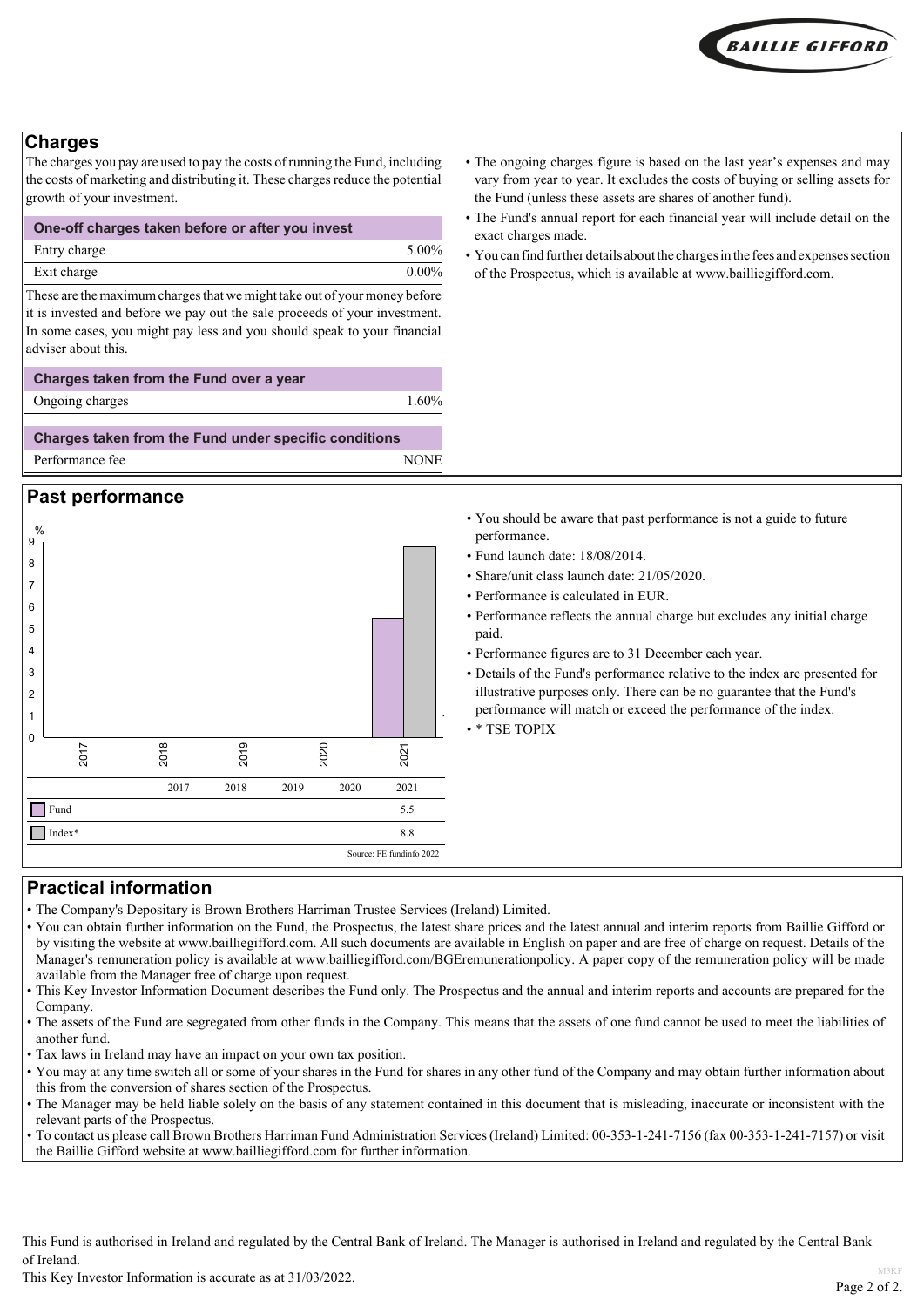## Charges

The charges you pay are used to pay the costs of running the Fund, including the costs of marketing and distributing it. These charges reduce the potential growth of your investment.

| One-off charges taken before or after you invest | |
|---|---|
| Entry charge | 5.00% |
| Exit charge | 0.00% |

These are the maximum charges that we might take out of your money before it is invested and before we pay out the sale proceeds of your investment. In some cases, you might pay less and you should speak to your financial adviser about this.

| Charges taken from the Fund over a year | |
|---|---|
| Ongoing charges | 1.60% |

| Charges taken from the Fund under specific conditions | |
|---|---|
| Performance fee | NONE |

- The ongoing charges figure is based on the last year's expenses and may vary from year to year. It excludes the costs of buying or selling assets for the Fund (unless these assets are shares of another fund).
- The Fund's annual report for each financial year will include detail on the exact charges made.
- You can find further details about the charges in the fees and expenses section of the Prospectus, which is available at www.bailliegifford.com.

## Past performance

%
9
8
7
6
5
4
3
2
1
0
2017 2018 2019 2020 2021

| | 2017 | 2018 | 2019 | 2020 | 2021 |
|---|---|---|---|---|---|
| Fund | | | | | 5.5 |
| Index* | | | | | 8.8 |

Source: FE fundinfo 2022

- You should be aware that past performance is not a guide to future performance.
- Fund launch date: 18/08/2014.
- Share/unit class launch date: 21/05/2020.
- Performance is calculated in EUR.
- Performance reflects the annual charge but excludes any initial charge paid.
- Performance figures are to 31 December each year.
- Details of the Fund's performance relative to the index are presented for illustrative purposes only. There can be no guarantee that the Fund's performance will match or exceed the performance of the index.
- * TSE TOPIX

## Practical information

- The Company's Depositary is Brown Brothers Harriman Trustee Services (Ireland) Limited.
- You can obtain further information on the Fund, the Prospectus, the latest share prices and the latest annual and interim reports from Baillie Gifford or by visiting the website at www.bailliegifford.com. All such documents are available in English on paper and are free of charge on request. Details of the Manager's remuneration policy is available at www.bailliegifford.com/BGEremunerationpolicy. A paper copy of the remuneration policy will be made available from the Manager free of charge upon request.
- This Key Investor Information Document describes the Fund only. The Prospectus and the annual and interim reports and accounts are prepared for the Company.
- The assets of the Fund are segregated from other funds in the Company. This means that the assets of one fund cannot be used to meet the liabilities of another fund.
- Tax laws in Ireland may have an impact on your own tax position.
- You may at any time switch all or some of your shares in the Fund for shares in any other fund of the Company and may obtain further information about this from the conversion of shares section of the Prospectus.
- The Manager may be held liable solely on the basis of any statement contained in this document that is misleading, inaccurate or inconsistent with the relevant parts of the Prospectus.
- To contact us please call Brown Brothers Harriman Fund Administration Services (Ireland) Limited: 00-353-1-241-7156 (fax 00-353-1-241-7157) or visit the Baillie Gifford website at www.bailliegifford.com for further information.

This Fund is authorised in Ireland and regulated by the Central Bank of Ireland. The Manager is authorised in Ireland and regulated by the Central Bank of Ireland.

This Key Investor Information is accurate as at 31/03/2022.